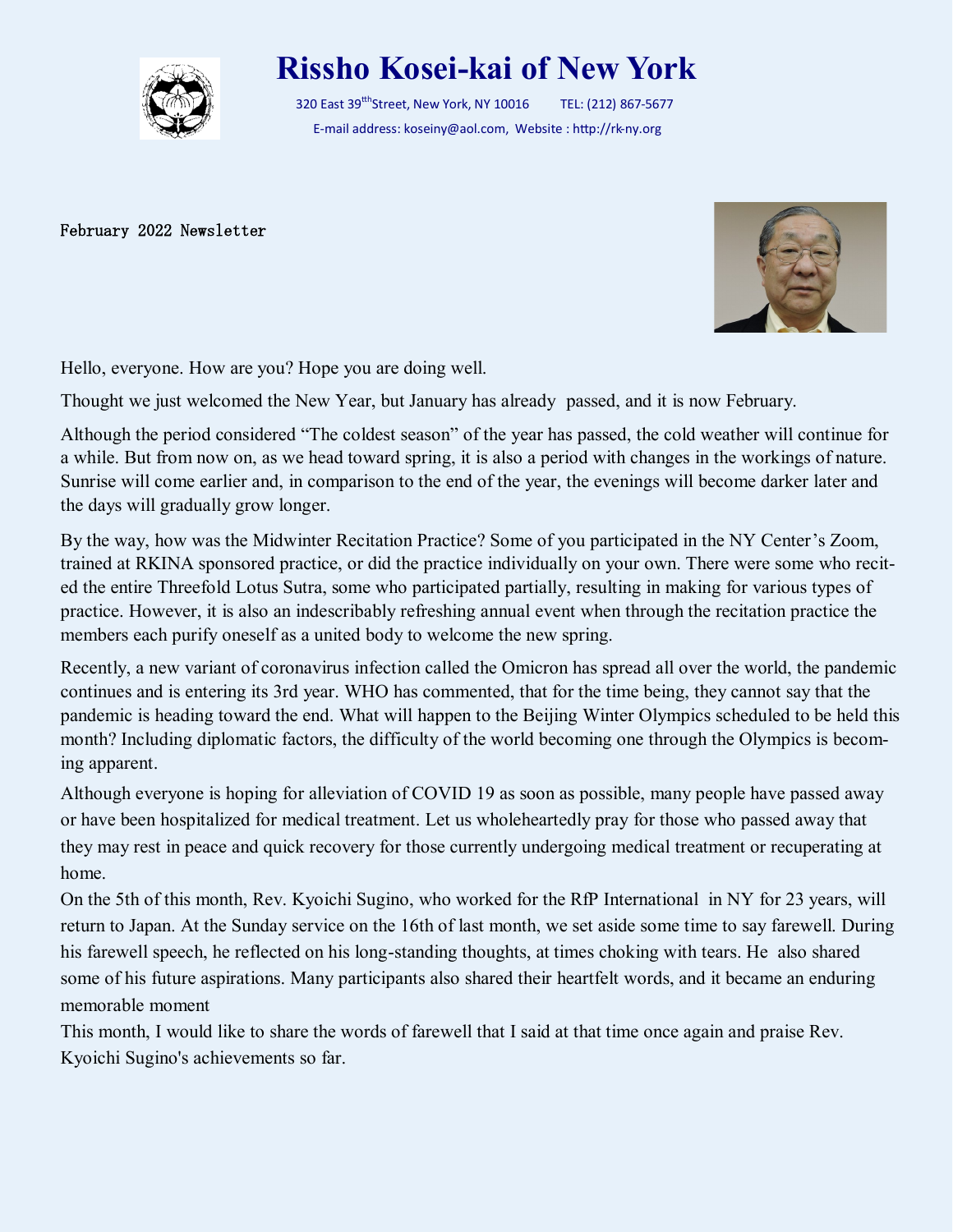# Rissho Kosei-kai of New York

320 East 39[tth]Street, New York, NY 10016 TEL: (212) 867-5677

E-mail address: koseiny@aol.com, Website : http://rk-ny.org

February 2022 Newsletter

Hello, everyone. How are you? Hope you are doing well.

Thought we just welcomed the New Year, but January has already passed, and it is now February.

Although the period considered "The coldest season" of the year has passed, the cold weather will continue for a while. But from now on, as we head toward spring, it is also a period with changes in the workings of nature. Sunrise will come earlier and, in comparison to the end of the year, the evenings will become darker later and the days will gradually grow longer.

By the way, how was the Midwinter Recitation Practice? Some of you participated in the NY Center's Zoom, trained at RKINA sponsored practice, or did the practice individually on your own. There were some who recited the entire Threefold Lotus Sutra, some who participated partially, resulting in making for various types of practice. However, it is also an indescribably refreshing annual event when through the recitation practice the members each purify oneself as a united body to welcome the new spring.

Recently, a new variant of coronavirus infection called the Omicron has spread all over the world, the pandemic continues and is entering its 3rd year. WHO has commented, that for the time being, they cannot say that the pandemic is heading toward the end. What will happen to the Beijing Winter Olympics scheduled to be held this month? Including diplomatic factors, the difficulty of the world becoming one through the Olympics is becoming apparent.

Although everyone is hoping for alleviation of COVID 19 as soon as possible, many people have passed away or have been hospitalized for medical treatment. Let us wholeheartedly pray for those who passed away that they may rest in peace and quick recovery for those currently undergoing medical treatment or recuperating at home.

On the 5th of this month, Rev. Kyoichi Sugino, who worked for the RfP International in NY for 23 years, will return to Japan. At the Sunday service on the 16th of last month, we set aside some time to say farewell. During his farewell speech, he reflected on his long-standing thoughts, at times choking with tears. He also shared some of his future aspirations. Many participants also shared their heartfelt words, and it became an enduring memorable moment

This month, I would like to share the words of farewell that I said at that time once again and praise Rev. Kyoichi Sugino's achievements so far.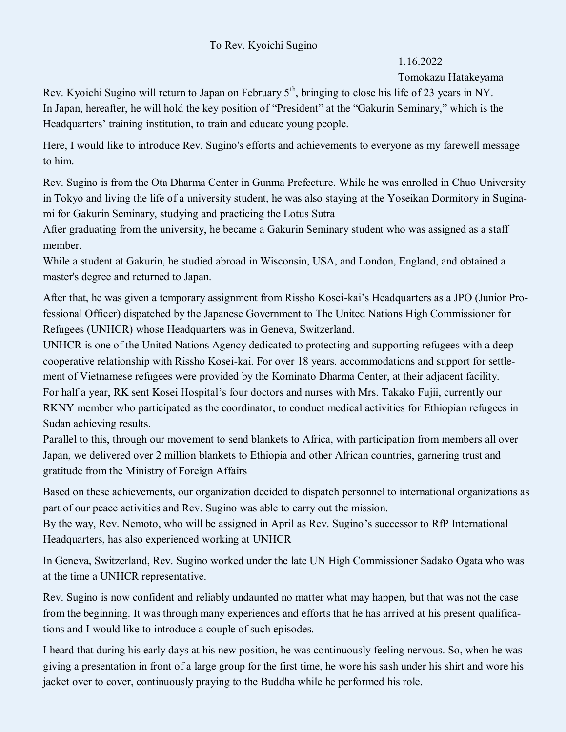To Rev. Kyoichi Sugino

1.16.2022

Tomokazu Hatakeyama

Rev. Kyoichi Sugino will return to Japan on February 5th, bringing to close his life of 23 years in NY. In Japan, hereafter, he will hold the key position of "President" at the "Gakurin Seminary," which is the Headquarters' training institution, to train and educate young people.

Here, I would like to introduce Rev. Sugino's efforts and achievements to everyone as my farewell message to him.

Rev. Sugino is from the Ota Dharma Center in Gunma Prefecture. While he was enrolled in Chuo University in Tokyo and living the life of a university student, he was also staying at the Yoseikan Dormitory in Suginami for Gakurin Seminary, studying and practicing the Lotus Sutra

After graduating from the university, he became a Gakurin Seminary student who was assigned as a staff member.

While a student at Gakurin, he studied abroad in Wisconsin, USA, and London, England, and obtained a master's degree and returned to Japan.

After that, he was given a temporary assignment from Rissho Kosei-kai's Headquarters as a JPO (Junior Professional Officer) dispatched by the Japanese Government to The United Nations High Commissioner for Refugees (UNHCR) whose Headquarters was in Geneva, Switzerland.

UNHCR is one of the United Nations Agency dedicated to protecting and supporting refugees with a deep cooperative relationship with Rissho Kosei-kai. For over 18 years. accommodations and support for settlement of Vietnamese refugees were provided by the Kominato Dharma Center, at their adjacent facility.

For half a year, RK sent Kosei Hospital's four doctors and nurses with Mrs. Takako Fujii, currently our RKNY member who participated as the coordinator, to conduct medical activities for Ethiopian refugees in Sudan achieving results.

Parallel to this, through our movement to send blankets to Africa, with participation from members all over Japan, we delivered over 2 million blankets to Ethiopia and other African countries, garnering trust and gratitude from the Ministry of Foreign Affairs

Based on these achievements, our organization decided to dispatch personnel to international organizations as part of our peace activities and Rev. Sugino was able to carry out the mission.

By the way, Rev. Nemoto, who will be assigned in April as Rev. Sugino's successor to RfP International Headquarters, has also experienced working at UNHCR

In Geneva, Switzerland, Rev. Sugino worked under the late UN High Commissioner Sadako Ogata who was at the time a UNHCR representative.

Rev. Sugino is now confident and reliably undaunted no matter what may happen, but that was not the case from the beginning. It was through many experiences and efforts that he has arrived at his present qualifications and I would like to introduce a couple of such episodes.

I heard that during his early days at his new position, he was continuously feeling nervous. So, when he was giving a presentation in front of a large group for the first time, he wore his sash under his shirt and wore his jacket over to cover, continuously praying to the Buddha while he performed his role.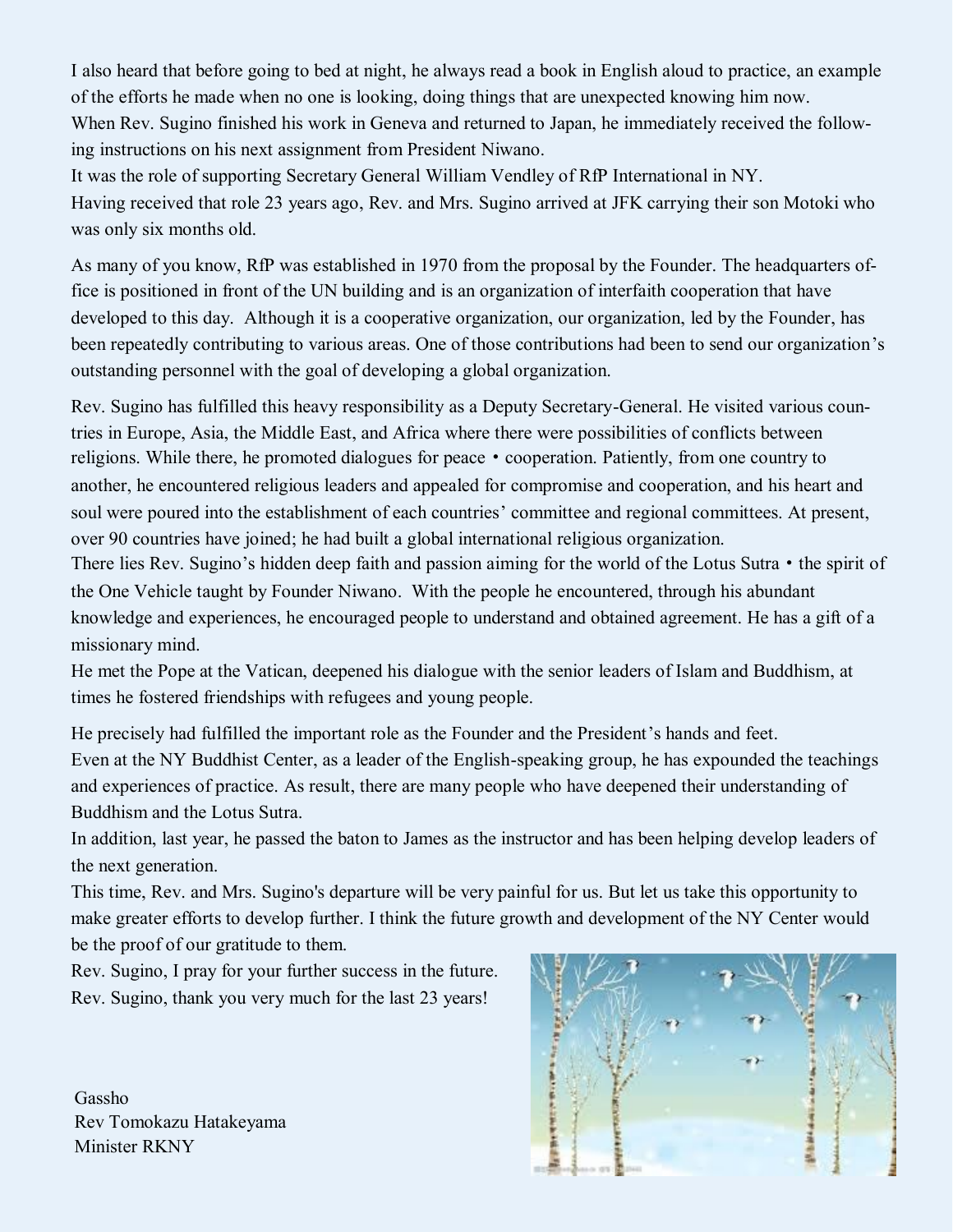I also heard that before going to bed at night, he always read a book in English aloud to practice, an example of the efforts he made when no one is looking, doing things that are unexpected knowing him now.

When Rev. Sugino finished his work in Geneva and returned to Japan, he immediately received the following instructions on his next assignment from President Niwano.

It was the role of supporting Secretary General William Vendley of RfP International in NY.

Having received that role 23 years ago, Rev. and Mrs. Sugino arrived at JFK carrying their son Motoki who was only six months old.

As many of you know, RfP was established in 1970 from the proposal by the Founder. The headquarters office is positioned in front of the UN building and is an organization of interfaith cooperation that have developed to this day. Although it is a cooperative organization, our organization, led by the Founder, has been repeatedly contributing to various areas. One of those contributions had been to send our organization's outstanding personnel with the goal of developing a global organization.

Rev. Sugino has fulfilled this heavy responsibility as a Deputy Secretary-General. He visited various countries in Europe, Asia, the Middle East, and Africa where there were possibilities of conflicts between religions. While there, he promoted dialogues for peace・cooperation. Patiently, from one country to another, he encountered religious leaders and appealed for compromise and cooperation, and his heart and soul were poured into the establishment of each countries' committee and regional committees. At present, over 90 countries have joined; he had built a global international religious organization.

There lies Rev. Sugino's hidden deep faith and passion aiming for the world of the Lotus Sutra・the spirit of the One Vehicle taught by Founder Niwano. With the people he encountered, through his abundant knowledge and experiences, he encouraged people to understand and obtained agreement. He has a gift of a missionary mind.

He met the Pope at the Vatican, deepened his dialogue with the senior leaders of Islam and Buddhism, at times he fostered friendships with refugees and young people.

He precisely had fulfilled the important role as the Founder and the President's hands and feet.

Even at the NY Buddhist Center, as a leader of the English-speaking group, he has expounded the teachings and experiences of practice. As result, there are many people who have deepened their understanding of Buddhism and the Lotus Sutra.

In addition, last year, he passed the baton to James as the instructor and has been helping develop leaders of the next generation.

This time, Rev. and Mrs. Sugino's departure will be very painful for us. But let us take this opportunity to make greater efforts to develop further. I think the future growth and development of the NY Center would be the proof of our gratitude to them.

Rev. Sugino, I pray for your further success in the future.

Rev. Sugino, thank you very much for the last 23 years!

Gassho
Rev Tomokazu Hatakeyama
Minister RKNY